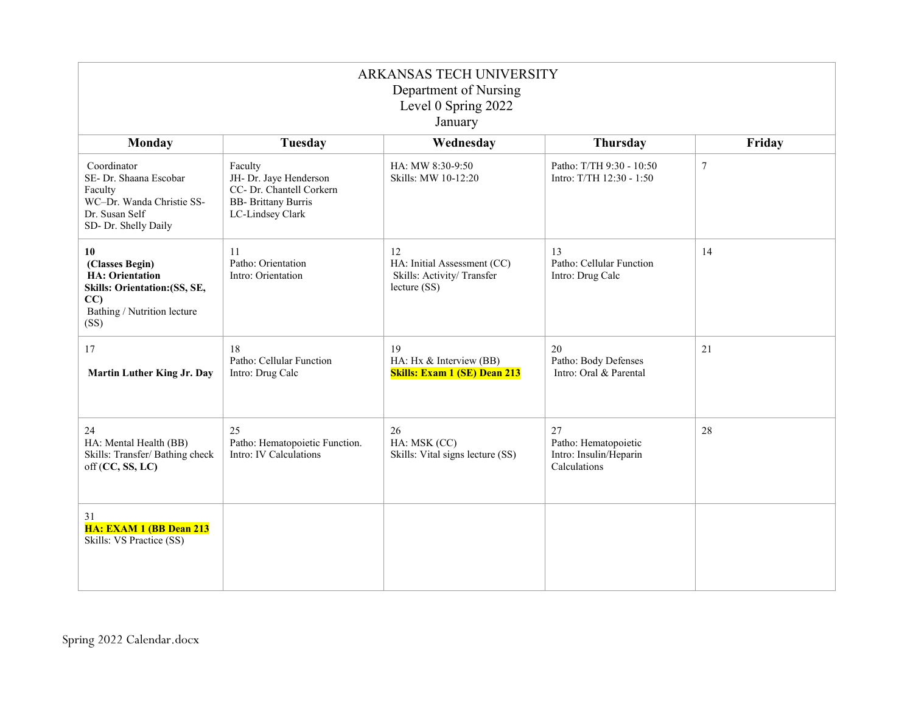ARKANSAS TECH UNIVERSITY
Department of Nursing
Level 0 Spring 2022
January

| Monday | Tuesday | Wednesday | Thursday | Friday |
|---|---|---|---|---|
| Coordinator<br>SE- Dr. Shaana Escobar<br>Faculty<br>WC–Dr. Wanda Christie SS- Dr. Susan Self<br>SD- Dr. Shelly Daily | Faculty<br>JH- Dr. Jaye Henderson<br>CC- Dr. Chantell Corkern<br>BB- Brittany Burris<br>LC-Lindsey Clark | HA: MW 8:30-9:50<br>Skills: MW 10-12:20 | Patho: T/TH 9:30 - 10:50<br>Intro: T/TH 12:30 - 1:50 | 7 |
| **10**<br>**(Classes Begin)**<br>**HA: Orientation**<br>**Skills: Orientation:(SS, SE, CC)**<br>Bathing / Nutrition lecture (SS) | 11<br>Patho: Orientation<br>Intro: Orientation | 12<br>HA: Initial Assessment (CC)<br>Skills: Activity/ Transfer lecture (SS) | 13<br>Patho: Cellular Function<br>Intro: Drug Calc | 14 |
| 17<br>**Martin Luther King Jr. Day** | 18<br>Patho: Cellular Function<br>Intro: Drug Calc | 19<br>HA: Hx & Interview (BB)<br>**Skills: Exam 1 (SE) Dean 213** | 20<br>Patho: Body Defenses<br>Intro: Oral & Parental | 21 |
| 24<br>HA: Mental Health (BB)<br>Skills: Transfer/ Bathing check off (**CC, SS, LC)** | 25<br>Patho: Hematopoietic Function.<br>Intro: IV Calculations | 26<br>HA: MSK (CC)<br>Skills: Vital signs lecture (SS) | 27<br>Patho: Hematopoietic<br>Intro: Insulin/Heparin Calculations | 28 |
| 31<br>**HA: EXAM 1 (BB Dean 213**<br>Skills: VS Practice (SS) | | | | |

Spring 2022 Calendar.docx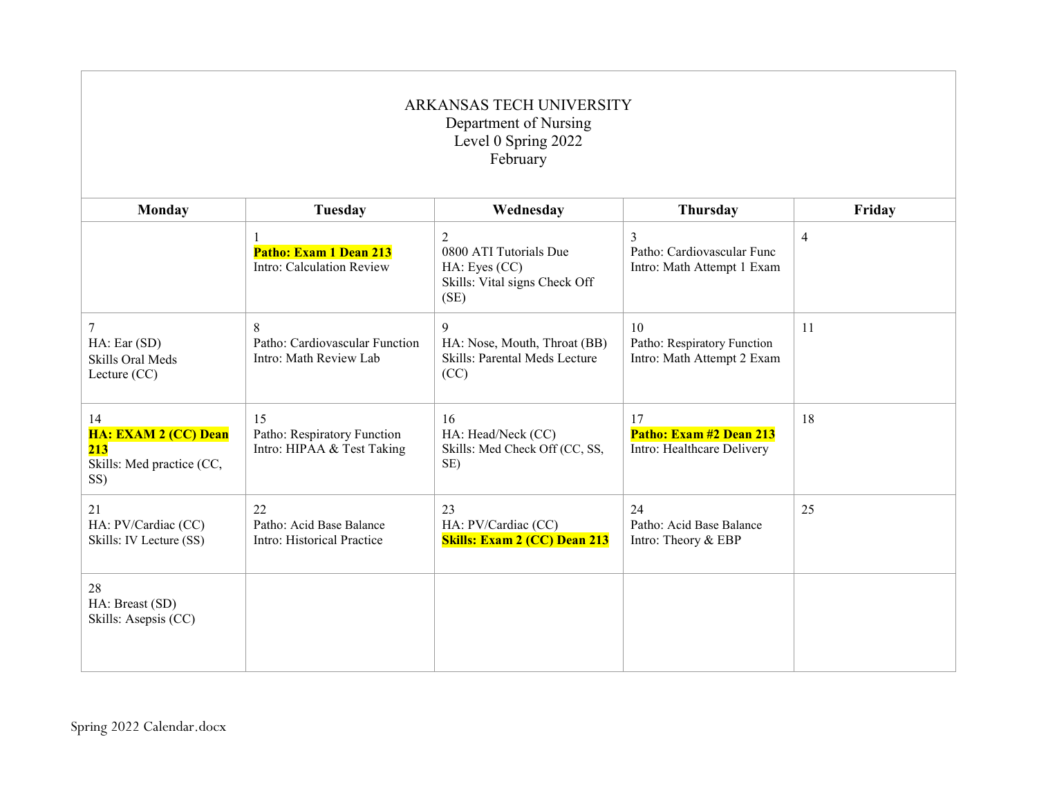ARKANSAS TECH UNIVERSITY
Department of Nursing
Level 0 Spring 2022
February

| Monday | Tuesday | Wednesday | Thursday | Friday |
|---|---|---|---|---|
| | 1<br>**Patho: Exam 1 Dean 213**<br>Intro: Calculation Review | 2<br>0800 ATI Tutorials Due<br>HA: Eyes (CC)<br>Skills: Vital signs Check Off (SE) | 3<br>Patho: Cardiovascular Func<br>Intro: Math Attempt 1 Exam | 4 |
| 7<br>HA: Ear (SD)<br>Skills Oral Meds Lecture (CC) | 8<br>Patho: Cardiovascular Function<br>Intro: Math Review Lab | 9<br>HA: Nose, Mouth, Throat (BB)<br>Skills: Parental Meds Lecture (CC) | 10<br>Patho: Respiratory Function<br>Intro: Math Attempt 2 Exam | 11 |
| 14<br>**HA: EXAM 2 (CC) Dean 213**<br>Skills: Med practice (CC, SS) | 15<br>Patho: Respiratory Function<br>Intro: HIPAA & Test Taking | 16<br>HA: Head/Neck (CC)<br>Skills: Med Check Off (CC, SS, SE) | 17<br>**Patho: Exam #2 Dean 213**<br>Intro: Healthcare Delivery | 18 |
| 21<br>HA: PV/Cardiac (CC)<br>Skills: IV Lecture (SS) | 22<br>Patho: Acid Base Balance<br>Intro: Historical Practice | 23<br>HA: PV/Cardiac (CC)<br>**Skills: Exam 2 (CC) Dean 213** | 24<br>Patho: Acid Base Balance<br>Intro: Theory & EBP | 25 |
| 28<br>HA: Breast (SD)<br>Skills: Asepsis (CC) | | | | |

Spring 2022 Calendar.docx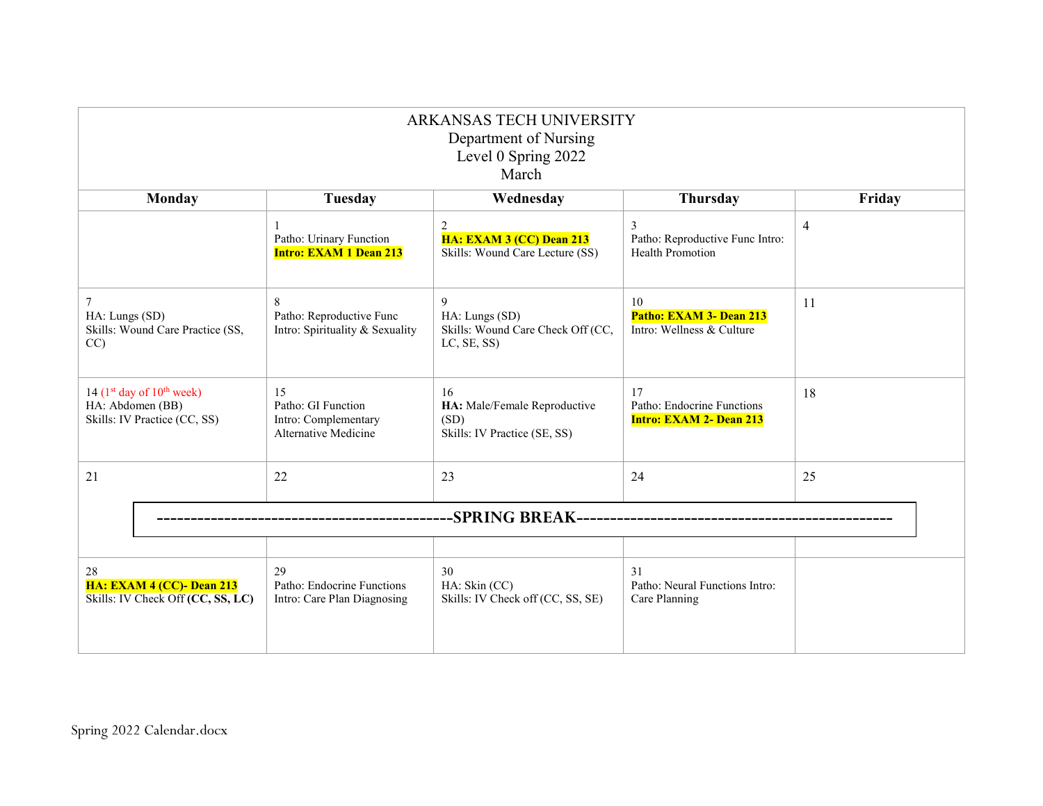# ARKANSAS TECH UNIVERSITY

Department of Nursing

Level 0 Spring 2022

March

| Monday | Tuesday | Wednesday | Thursday | Friday |
|---|---|---|---|---|
| | 1<br>Patho: Urinary Function<br>**Intro: EXAM 1 Dean 213** | 2<br>**HA: EXAM 3 (CC) Dean 213**<br>Skills: Wound Care Lecture (SS) | 3<br>Patho: Reproductive Func Intro: Health Promotion | 4 |
| 7<br>HA: Lungs (SD)<br>Skills: Wound Care Practice (SS, CC) | 8<br>Patho: Reproductive Func<br>Intro: Spirituality & Sexuality | 9<br>HA: Lungs (SD)<br>Skills: Wound Care Check Off (CC, LC, SE, SS) | 10<br>**Patho: EXAM 3- Dean 213**<br>Intro: Wellness & Culture | 11 |
| 14 (1st day of 10th week)<br>HA: Abdomen (BB)<br>Skills: IV Practice (CC, SS) | 15<br>Patho: GI Function<br>Intro: Complementary Alternative Medicine | 16<br>**HA:** Male/Female Reproductive (SD)<br>Skills: IV Practice (SE, SS) | 17<br>Patho: Endocrine Functions<br>**Intro: EXAM 2- Dean 213** | 18 |
| 21<br>**SPRING BREAK** | 22<br>**SPRING BREAK** | 23<br>**SPRING BREAK** | 24<br>**SPRING BREAK** | 25<br>**SPRING BREAK** |
| 28<br>**HA: EXAM 4 (CC)- Dean 213**<br>Skills: IV Check Off **(CC, SS, LC)** | 29<br>Patho: Endocrine Functions<br>Intro: Care Plan Diagnosing | 30<br>HA: Skin (CC)<br>Skills: IV Check off (CC, SS, SE) | 31<br>Patho: Neural Functions Intro: Care Planning | |

Spring 2022 Calendar.docx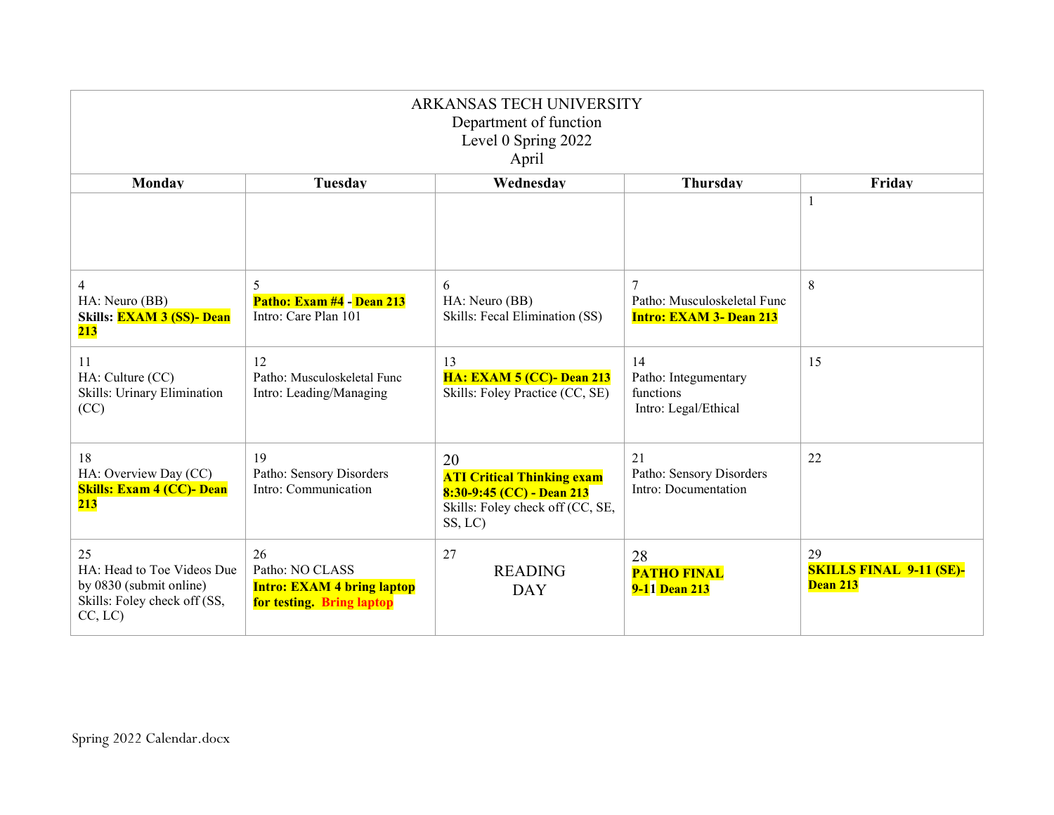ARKANSAS TECH UNIVERSITY
Department of function
Level 0 Spring 2022
April

| Monday | Tuesday | Wednesday | Thursday | Friday |
|---|---|---|---|---|
| | | | | 1 |
| 4<br>HA: Neuro (BB)<br>**Skills: EXAM 3 (SS)- Dean 213** | 5<br>**Patho: Exam #4 - Dean 213**<br>Intro: Care Plan 101 | 6<br>HA: Neuro (BB)<br>Skills: Fecal Elimination (SS) | 7<br>Patho: Musculoskeletal Func<br>**Intro: EXAM 3- Dean 213** | 8 |
| 11<br>HA: Culture (CC)<br>Skills: Urinary Elimination (CC) | 12<br>Patho: Musculoskeletal Func<br>Intro: Leading/Managing | 13<br>**HA: EXAM 5 (CC)- Dean 213**<br>Skills: Foley Practice (CC, SE) | 14<br>Patho: Integumentary functions<br>Intro: Legal/Ethical | 15 |
| 18<br>HA: Overview Day (CC)<br>**Skills: Exam 4 (CC)- Dean 213** | 19<br>Patho: Sensory Disorders<br>Intro: Communication | 20<br>**ATI Critical Thinking exam 8:30-9:45 (CC) - Dean 213**<br>Skills: Foley check off (CC, SE, SS, LC) | 21<br>Patho: Sensory Disorders<br>Intro: Documentation | 22 |
| 25<br>HA: Head to Toe Videos Due by 0830 (submit online)<br>Skills: Foley check off (SS, CC, LC) | 26<br>Patho: NO CLASS<br>**Intro: EXAM 4 bring laptop for testing. Bring laptop** | 27<br>READING DAY | 28<br>**PATHO FINAL 9-11 Dean 213** | 29<br>**SKILLS FINAL 9-11 (SE)- Dean 213** |

Spring 2022 Calendar.docx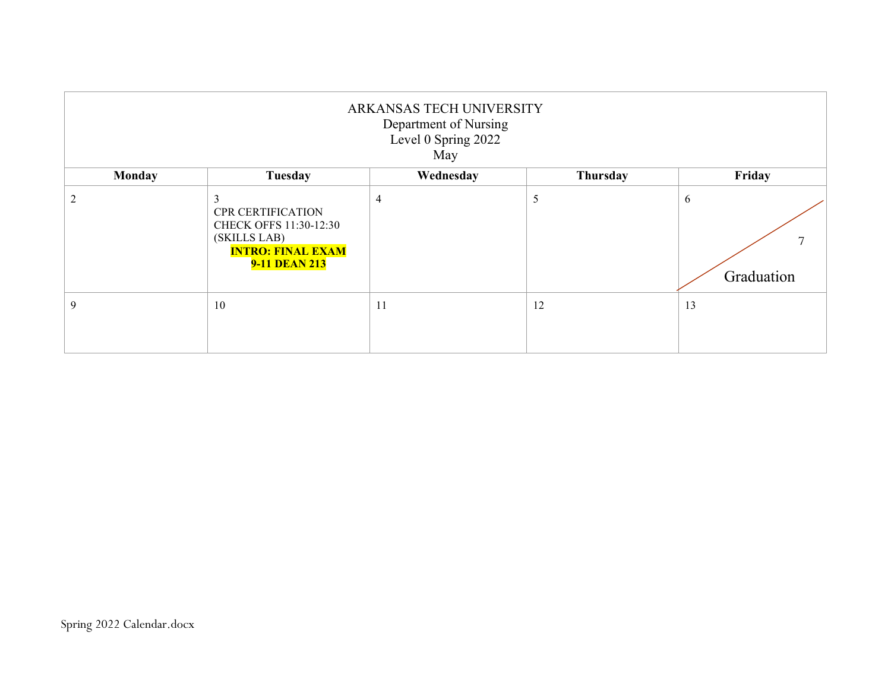ARKANSAS TECH UNIVERSITY
Department of Nursing
Level 0 Spring 2022
May

| Monday | Tuesday | Wednesday | Thursday | Friday |
|---|---|---|---|---|
| 2 | 3<br>CPR CERTIFICATION CHECK OFFS 11:30-12:30 (SKILLS LAB)<br>**INTRO: FINAL EXAM 9-11 DEAN 213** | 4 | 5 | 6<br>7<br>Graduation |
| 9 | 10 | 11 | 12 | 13 |

Spring 2022 Calendar.docx